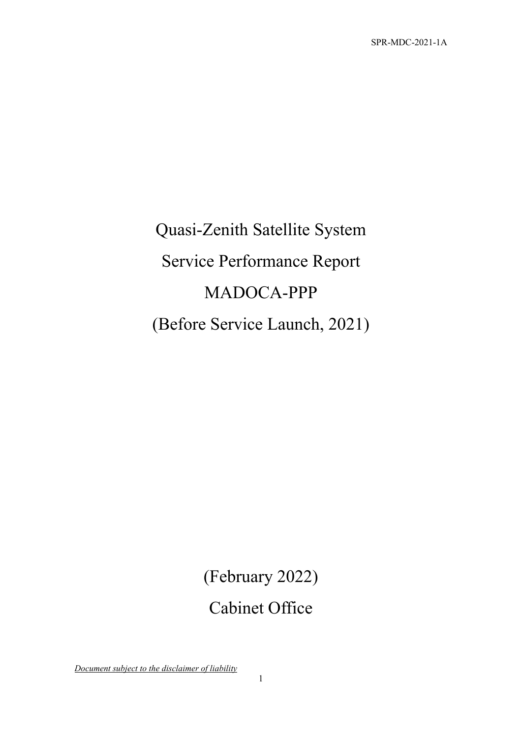# Quasi-Zenith Satellite System

# Service Performance Report

# MADOCA-PPP

# (Before Service Launch, 2021)

(February 2022)

Cabinet Office

*Document subject to the disclaimer of liability*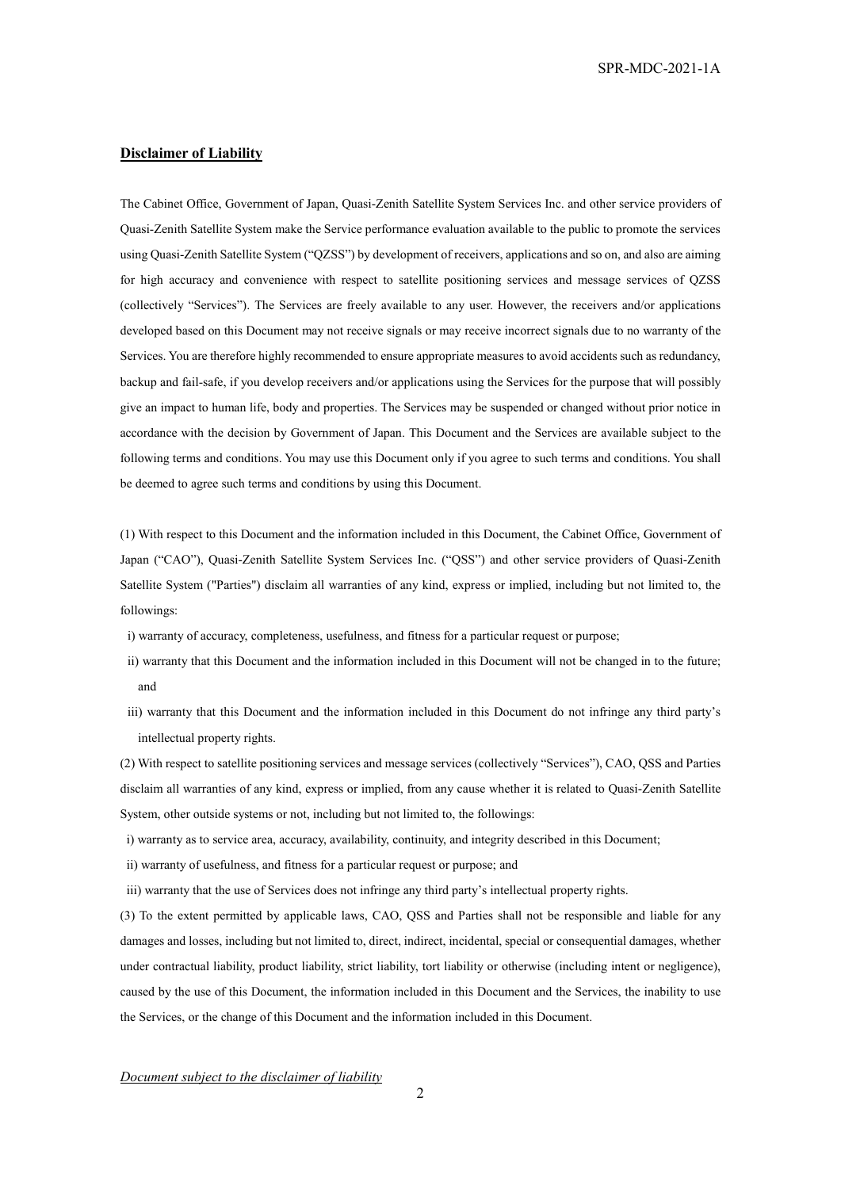## Disclaimer of Liability

The Cabinet Office, Government of Japan, Quasi-Zenith Satellite System Services Inc. and other service providers of Quasi-Zenith Satellite System make the Service performance evaluation available to the public to promote the services using Quasi-Zenith Satellite System ("QZSS") by development of receivers, applications and so on, and also are aiming for high accuracy and convenience with respect to satellite positioning services and message services of QZSS (collectively "Services"). The Services are freely available to any user. However, the receivers and/or applications developed based on this Document may not receive signals or may receive incorrect signals due to no warranty of the Services. You are therefore highly recommended to ensure appropriate measures to avoid accidents such as redundancy, backup and fail-safe, if you develop receivers and/or applications using the Services for the purpose that will possibly give an impact to human life, body and properties. The Services may be suspended or changed without prior notice in accordance with the decision by Government of Japan. This Document and the Services are available subject to the following terms and conditions. You may use this Document only if you agree to such terms and conditions. You shall be deemed to agree such terms and conditions by using this Document.

(1) With respect to this Document and the information included in this Document, the Cabinet Office, Government of Japan ("CAO"), Quasi-Zenith Satellite System Services Inc. ("QSS") and other service providers of Quasi-Zenith Satellite System ("Parties") disclaim all warranties of any kind, express or implied, including but not limited to, the followings:

i) warranty of accuracy, completeness, usefulness, and fitness for a particular request or purpose;

ii) warranty that this Document and the information included in this Document will not be changed in to the future; and

iii) warranty that this Document and the information included in this Document do not infringe any third party's intellectual property rights.

(2) With respect to satellite positioning services and message services (collectively "Services"), CAO, QSS and Parties disclaim all warranties of any kind, express or implied, from any cause whether it is related to Quasi-Zenith Satellite System, other outside systems or not, including but not limited to, the followings:

i) warranty as to service area, accuracy, availability, continuity, and integrity described in this Document;

ii) warranty of usefulness, and fitness for a particular request or purpose; and

iii) warranty that the use of Services does not infringe any third party's intellectual property rights.

(3) To the extent permitted by applicable laws, CAO, QSS and Parties shall not be responsible and liable for any damages and losses, including but not limited to, direct, indirect, incidental, special or consequential damages, whether under contractual liability, product liability, strict liability, tort liability or otherwise (including intent or negligence), caused by the use of this Document, the information included in this Document and the Services, the inability to use the Services, or the change of this Document and the information included in this Document.

*Document subject to the disclaimer of liability*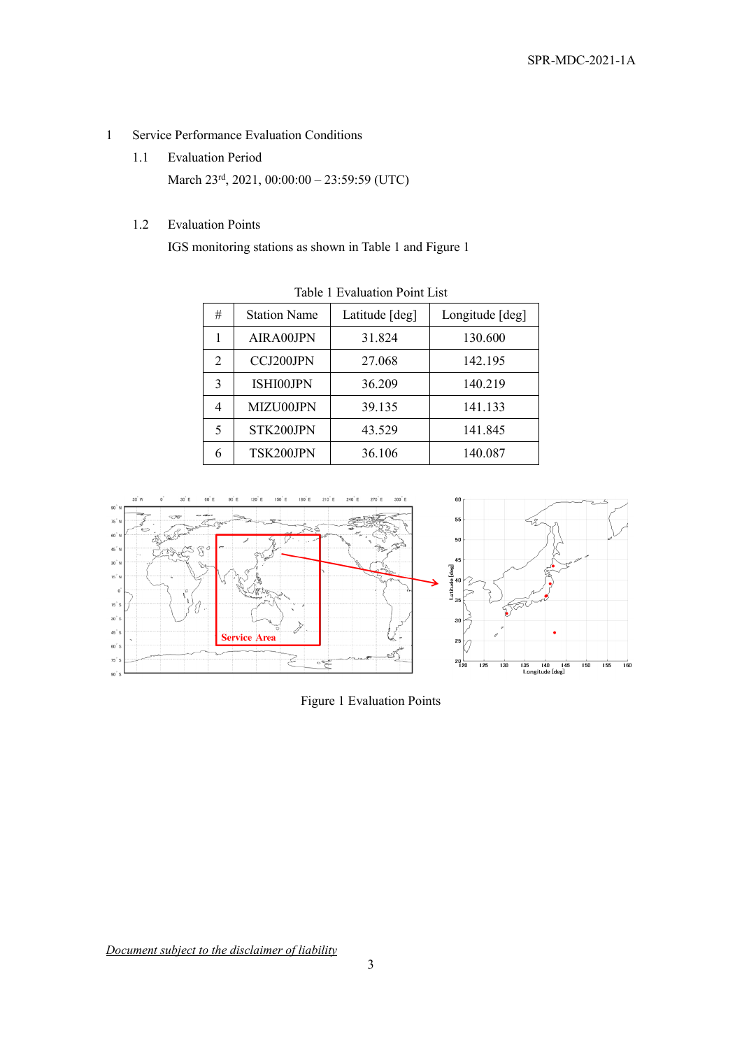# 1 Service Performance Evaluation Conditions

## 1.1 Evaluation Period

March 23rd, 2021, 00:00:00 – 23:59:59 (UTC)

## 1.2 Evaluation Points

IGS monitoring stations as shown in Table 1 and Figure 1

Table 1 Evaluation Point List

| # | Station Name | Latitude [deg] | Longitude [deg] |
|---|---|---|---|
| 1 | AIRA00JPN | 31.824 | 130.600 |
| 2 | CCJ200JPN | 27.068 | 142.195 |
| 3 | ISHI00JPN | 36.209 | 140.219 |
| 4 | MIZU00JPN | 39.135 | 141.133 |
| 5 | STK200JPN | 43.529 | 141.845 |
| 6 | TSK200JPN | 36.106 | 140.087 |

Figure 1 Evaluation Points

*Document subject to the disclaimer of liability*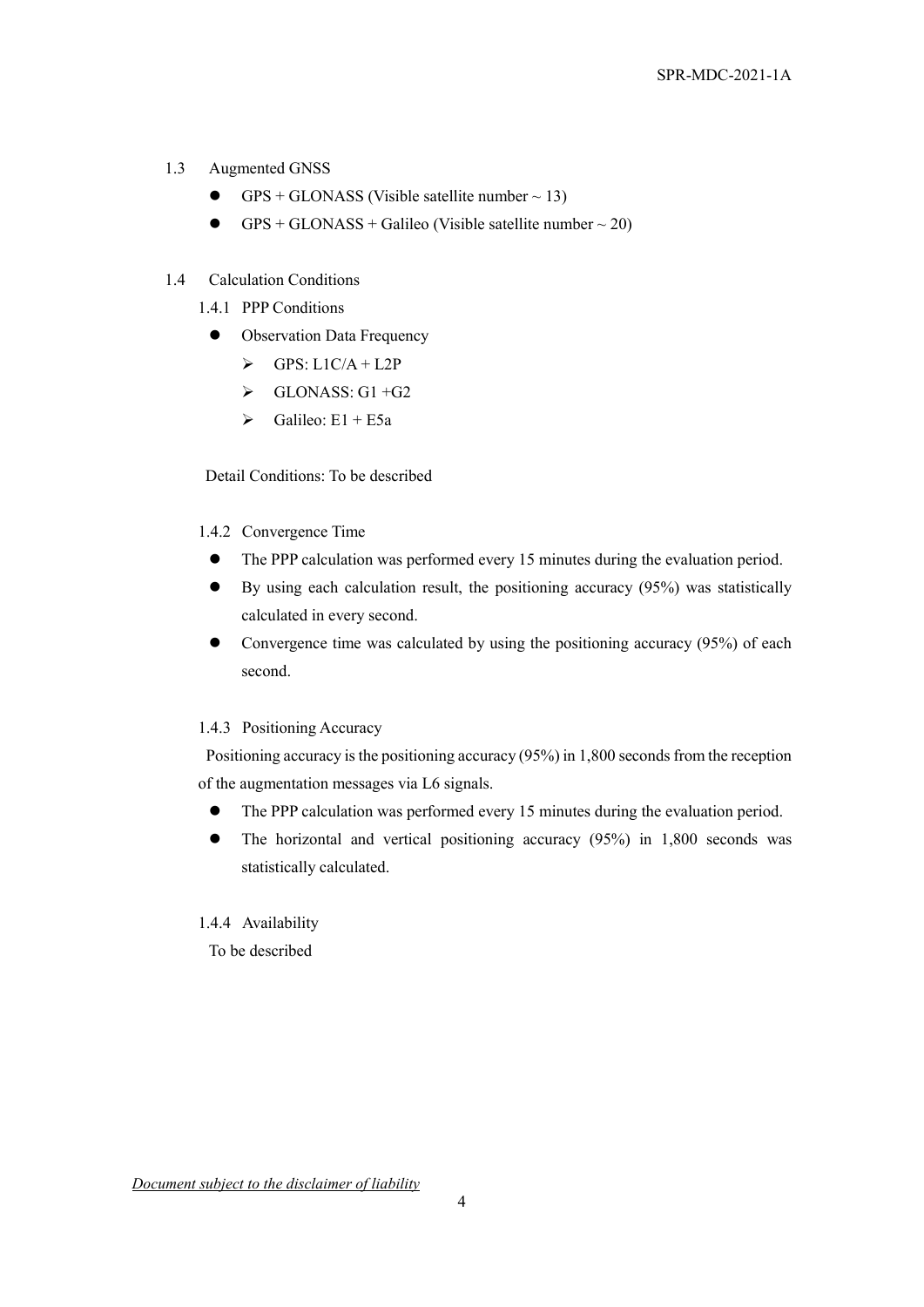## 1.3 Augmented GNSS

- GPS + GLONASS (Visible satellite number ~ 13)
- GPS + GLONASS + Galileo (Visible satellite number ~ 20)

## 1.4 Calculation Conditions

### 1.4.1 PPP Conditions

- Observation Data Frequency
  - GPS: L1C/A + L2P
  - GLONASS: G1 +G2
  - Galileo: E1 + E5a

Detail Conditions: To be described

### 1.4.2 Convergence Time

- The PPP calculation was performed every 15 minutes during the evaluation period.
- By using each calculation result, the positioning accuracy (95%) was statistically calculated in every second.
- Convergence time was calculated by using the positioning accuracy (95%) of each second.

### 1.4.3 Positioning Accuracy

Positioning accuracy is the positioning accuracy (95%) in 1,800 seconds from the reception of the augmentation messages via L6 signals.

- The PPP calculation was performed every 15 minutes during the evaluation period.
- The horizontal and vertical positioning accuracy (95%) in 1,800 seconds was statistically calculated.

### 1.4.4 Availability

To be described

*Document subject to the disclaimer of liability*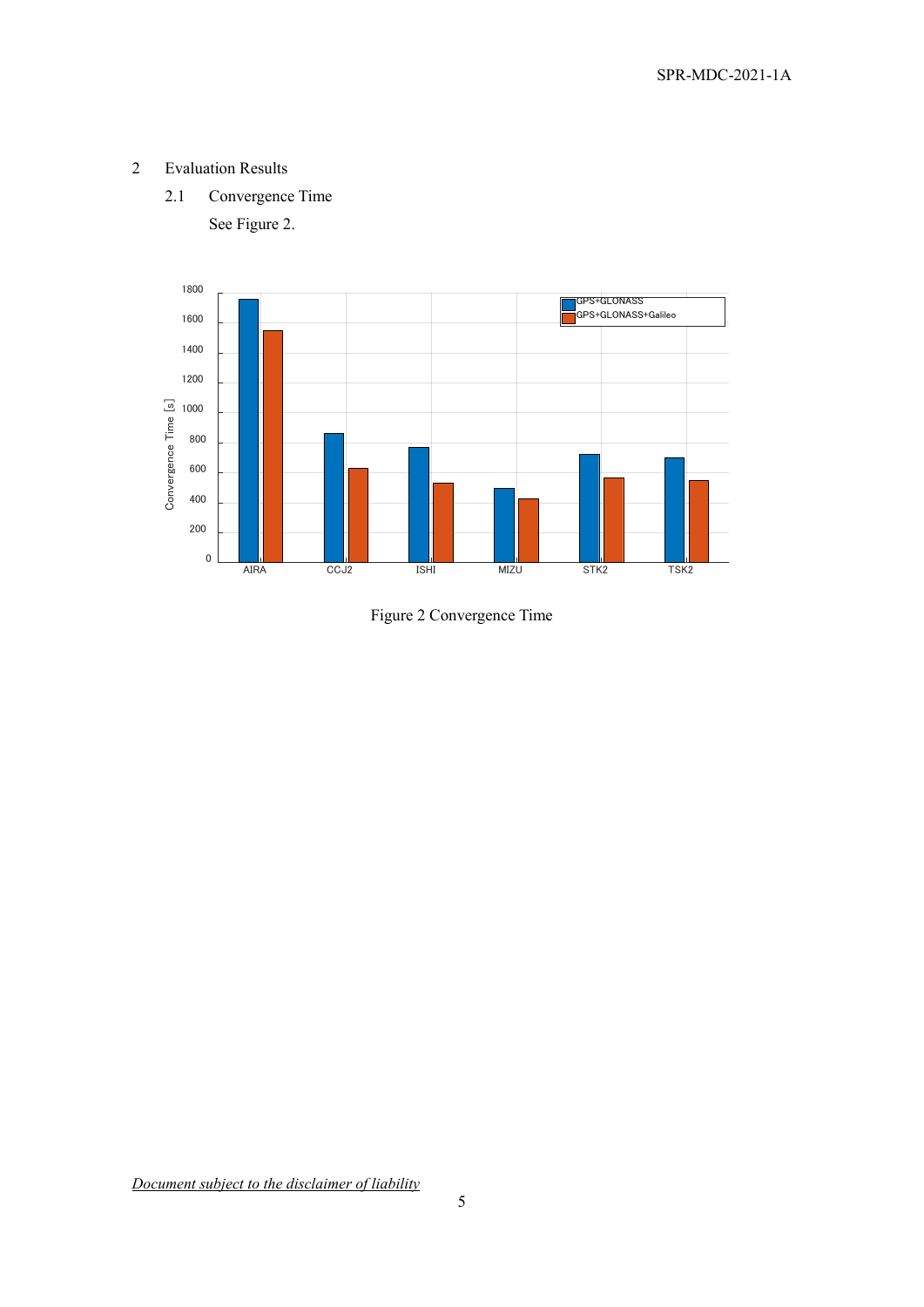# 2 Evaluation Results

## 2.1 Convergence Time

See Figure 2.

Figure 2 Convergence Time

*Document subject to the disclaimer of liability*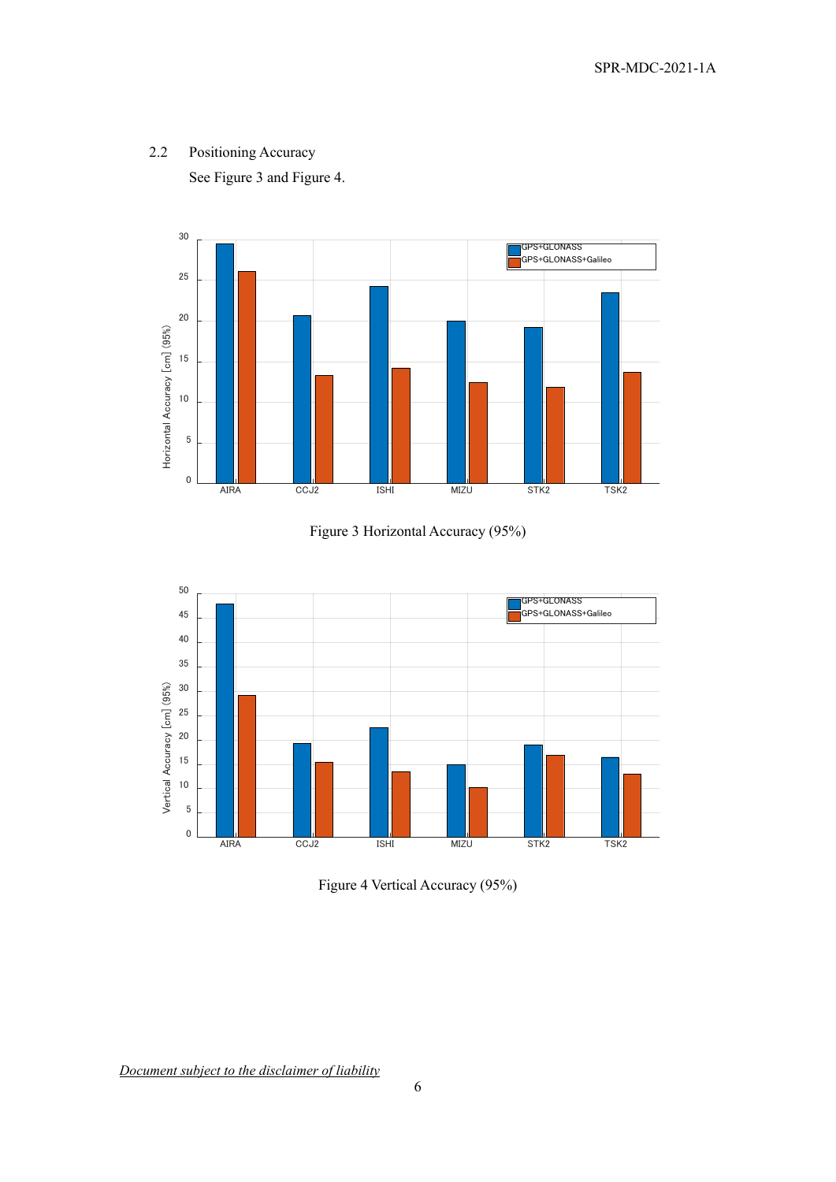## 2.2 Positioning Accuracy

See Figure 3 and Figure 4.

Figure 3 Horizontal Accuracy (95%)

Figure 4 Vertical Accuracy (95%)

*Document subject to the disclaimer of liability*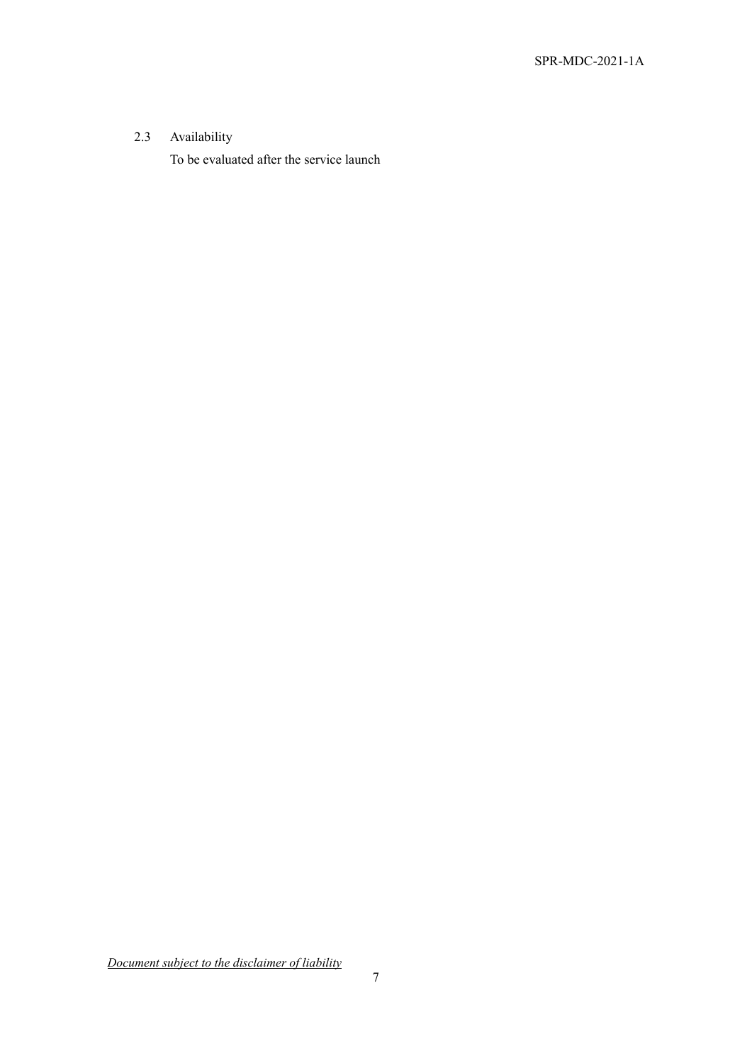### 2.3 Availability

To be evaluated after the service launch

*Document subject to the disclaimer of liability*